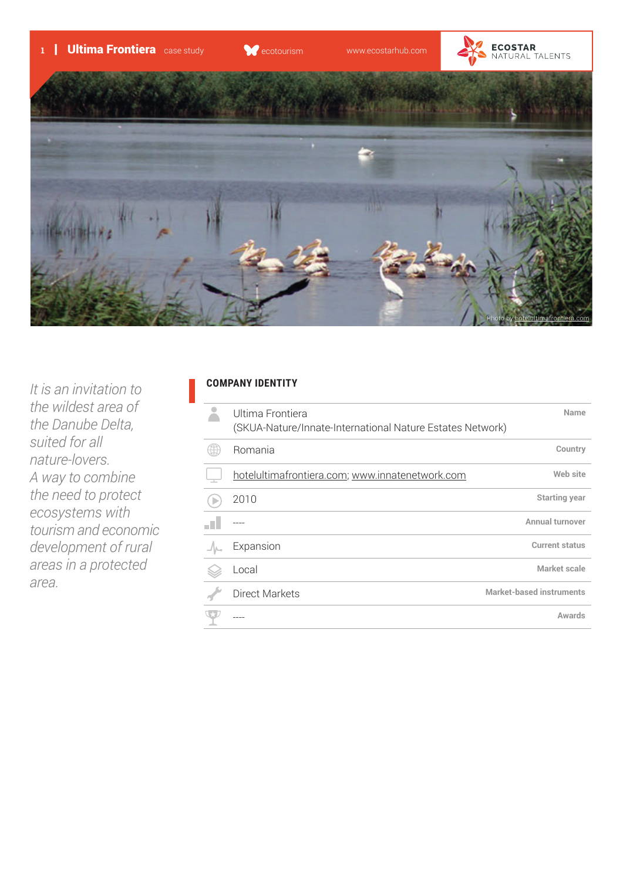# Ultima Frontiera case study

ecotourism

www.ecostarhub.com

ECOSTAR NATURAL TALENTS

Photo by hotelultimafrontiera.com

*It is an invitation to the wildest area of the Danube Delta, suited for all nature-lovers. A way to combine the need to protect ecosystems with tourism and economic development of rural areas in a protected area.*

## COMPANY IDENTITY

| | |
|---|---|
| Ultima Frontiera (SKUA-Nature/Innate-International Nature Estates Network) | Name |
| Romania | Country |
| hotelultimafrontiera.com; www.innatenetwork.com | Web site |
| 2010 | Starting year |
| ---- | Annual turnover |
| Expansion | Current status |
| Local | Market scale |
| Direct Markets | Market-based instruments |
| ---- | Awards |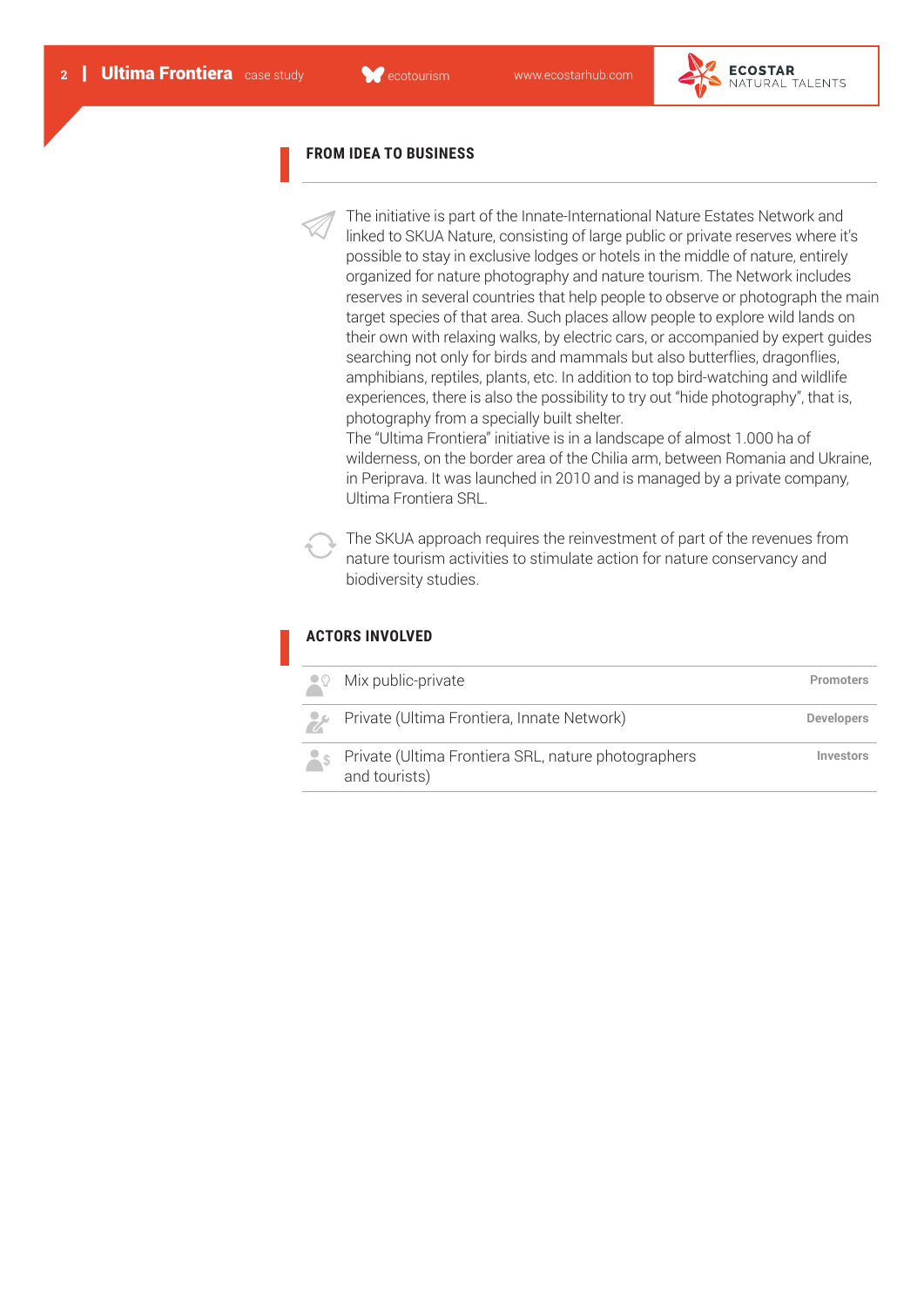## FROM IDEA TO BUSINESS

The initiative is part of the Innate-International Nature Estates Network and linked to SKUA Nature, consisting of large public or private reserves where it's possible to stay in exclusive lodges or hotels in the middle of nature, entirely organized for nature photography and nature tourism. The Network includes reserves in several countries that help people to observe or photograph the main target species of that area. Such places allow people to explore wild lands on their own with relaxing walks, by electric cars, or accompanied by expert guides searching not only for birds and mammals but also butterflies, dragonflies, amphibians, reptiles, plants, etc. In addition to top bird-watching and wildlife experiences, there is also the possibility to try out "hide photography", that is, photography from a specially built shelter.
The "Ultima Frontiera" initiative is in a landscape of almost 1.000 ha of wilderness, on the border area of the Chilia arm, between Romania and Ukraine, in Periprava. It was launched in 2010 and is managed by a private company, Ultima Frontiera SRL.

The SKUA approach requires the reinvestment of part of the revenues from nature tourism activities to stimulate action for nature conservancy and biodiversity studies.

## ACTORS INVOLVED

| | |
|---|---|
| Mix public-private | **Promoters** |
| Private (Ultima Frontiera, Innate Network) | **Developers** |
| Private (Ultima Frontiera SRL, nature photographers and tourists) | **Investors** |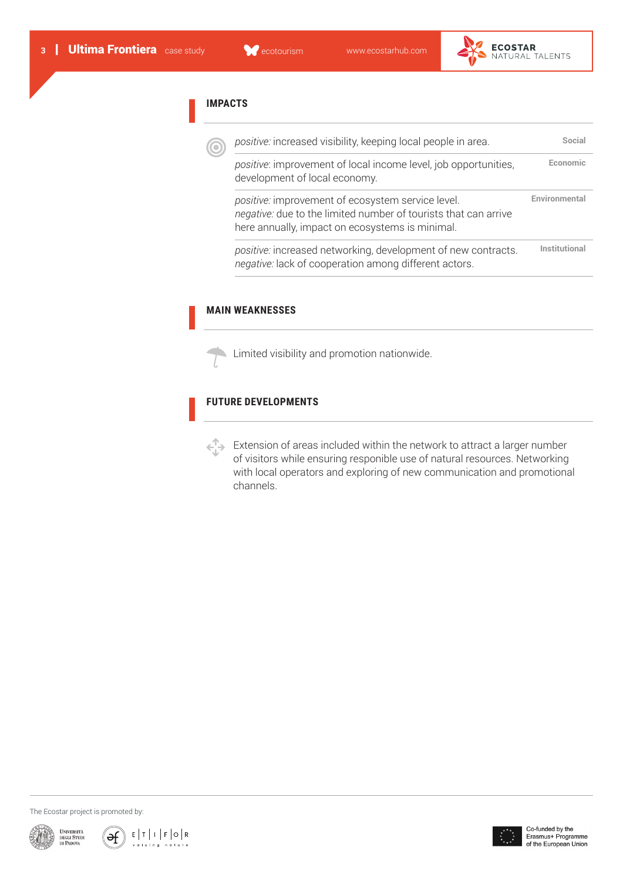## IMPACTS

| | |
|---|---|
| *positive:* increased visibility, keeping local people in area. | Social |
| *positive*: improvement of local income level, job opportunities, development of local economy. | Economic |
| *positive:* improvement of ecosystem service level.<br>*negative:* due to the limited number of tourists that can arrive here annually, impact on ecosystems is minimal. | Environmental |
| *positive:* increased networking, development of new contracts.<br>*negative:* lack of cooperation among different actors. | Institutional |

## MAIN WEAKNESSES

Limited visibility and promotion nationwide.

## FUTURE DEVELOPMENTS

Extension of areas included within the network to attract a larger number of visitors while ensuring responible use of natural resources. Networking with local operators and exploring of new communication and promotional channels.

The Ecostar project is promoted by:

Università degli Studi di Padova

E|T|I|F|O|R valuing nature

Co-funded by the Erasmus+ Programme of the European Union